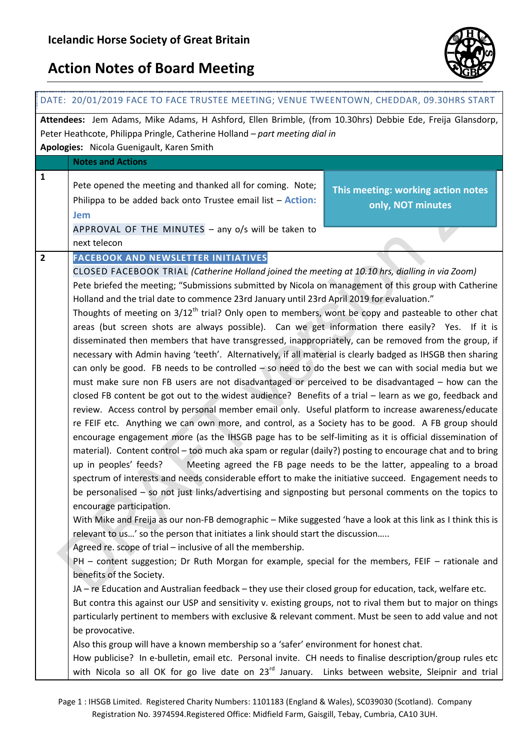# Icelandic Horse Society of Great Britain

## Action Notes of Board Meeting

DATE: 20/01/2019 FACE TO FACE TRUSTEE MEETING; VENUE TWEENTOWN, CHEDDAR, 09.30HRS START

**Attendees:** Jem Adams, Mike Adams, H Ashford, Ellen Brimble, (from 10.30hrs) Debbie Ede, Freija Glansdorp, Peter Heathcote, Philippa Pringle, Catherine Holland – *part meeting dial in*

**Apologies:** Nicola Guenigault, Karen Smith

| | **Notes and Actions** |
|---|---|
| **1** | Pete opened the meeting and thanked all for coming. Note; Philippa to be added back onto Trustee email list – **Action: Jem**<br><br>**This meeting: working action notes only, NOT minutes**<br><br>APPROVAL OF THE MINUTES – any o/s will be taken to next telecon |
| **2** | **FACEBOOK AND NEWSLETTER INITIATIVES**<br>CLOSED FACEBOOK TRIAL *(Catherine Holland joined the meeting at 10.10 hrs, dialling in via Zoom)*<br>Pete briefed the meeting; "Submissions submitted by Nicola on management of this group with Catherine Holland and the trial date to commence 23rd January until 23rd April 2019 for evaluation."<br>Thoughts of meeting on 3/12th trial? Only open to members, wont be copy and pasteable to other chat areas (but screen shots are always possible). Can we get information there easily? Yes. If it is disseminated then members that have transgressed, inappropriately, can be removed from the group, if necessary with Admin having 'teeth'. Alternatively, if all material is clearly badged as IHSGB then sharing can only be good. FB needs to be controlled – so need to do the best we can with social media but we must make sure non FB users are not disadvantaged or perceived to be disadvantaged – how can the closed FB content be got out to the widest audience? Benefits of a trial – learn as we go, feedback and review. Access control by personal member email only. Useful platform to increase awareness/educate re FEIF etc. Anything we can own more, and control, as a Society has to be good. A FB group should encourage engagement more (as the IHSGB page has to be self-limiting as it is official dissemination of material). Content control – too much aka spam or regular (daily?) posting to encourage chat and to bring up in peoples' feeds? Meeting agreed the FB page needs to be the latter, appealing to a broad spectrum of interests and needs considerable effort to make the initiative succeed. Engagement needs to be personalised – so not just links/advertising and signposting but personal comments on the topics to encourage participation.<br>With Mike and Freija as our non-FB demographic – Mike suggested 'have a look at this link as I think this is relevant to us…' so the person that initiates a link should start the discussion…..<br>Agreed re. scope of trial – inclusive of all the membership.<br>PH – content suggestion; Dr Ruth Morgan for example, special for the members, FEIF – rationale and benefits of the Society.<br>JA – re Education and Australian feedback – they use their closed group for education, tack, welfare etc.<br>But contra this against our USP and sensitivity v. existing groups, not to rival them but to major on things particularly pertinent to members with exclusive & relevant comment. Must be seen to add value and not be provocative.<br>Also this group will have a known membership so a 'safer' environment for honest chat.<br>How publicise? In e-bulletin, email etc. Personal invite. CH needs to finalise description/group rules etc with Nicola so all OK for go live date on 23rd January. Links between website, Sleipnir and trial |

Page 1 : IHSGB Limited. Registered Charity Numbers: 1101183 (England & Wales), SC039030 (Scotland). Company Registration No. 3974594.Registered Office: Midfield Farm, Gaisgill, Tebay, Cumbria, CA10 3UH.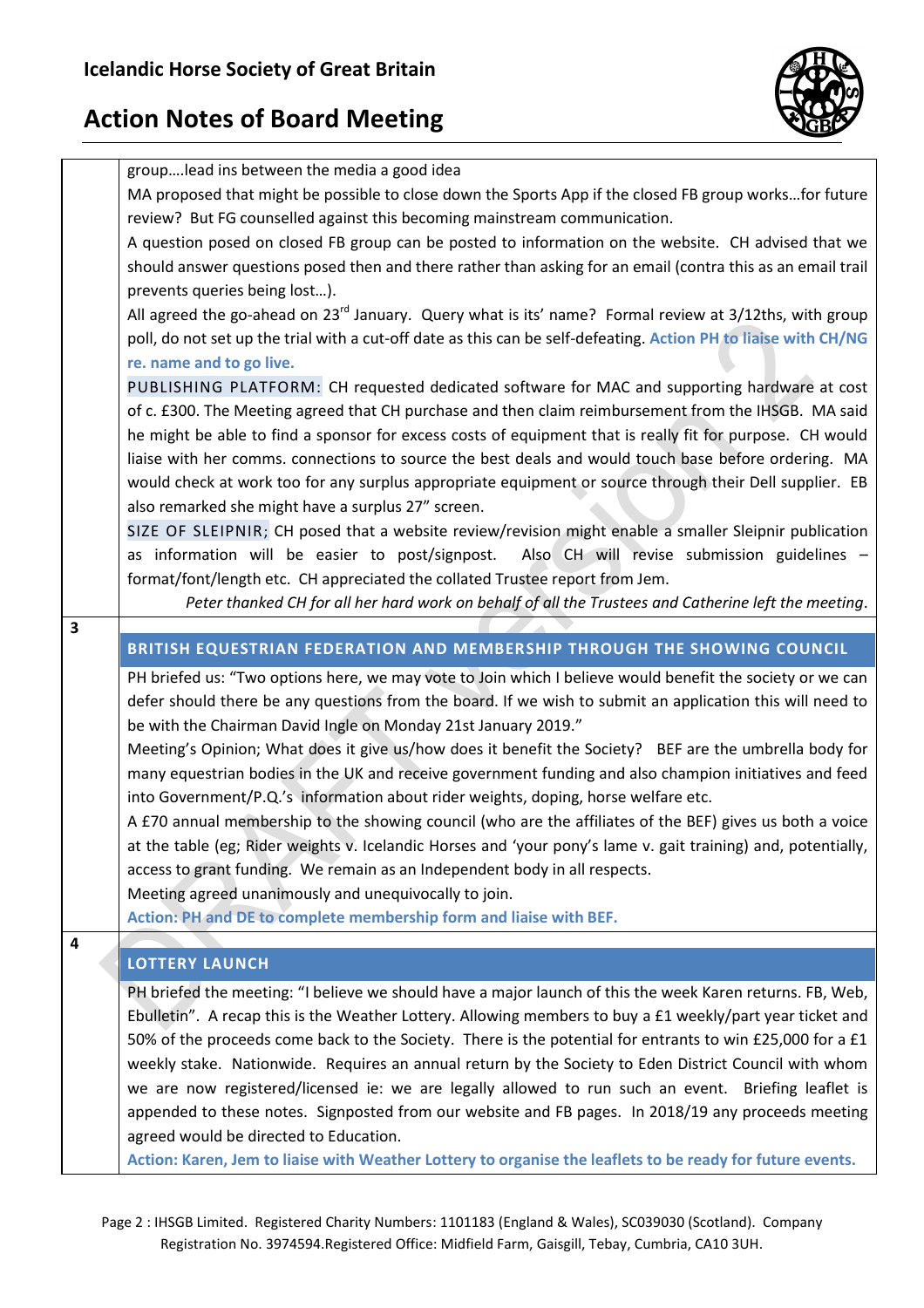group….lead ins between the media a good idea

MA proposed that might be possible to close down the Sports App if the closed FB group works…for future review? But FG counselled against this becoming mainstream communication.

A question posed on closed FB group can be posted to information on the website. CH advised that we should answer questions posed then and there rather than asking for an email (contra this as an email trail prevents queries being lost…).

All agreed the go-ahead on 23rd January. Query what is its' name? Formal review at 3/12ths, with group poll, do not set up the trial with a cut-off date as this can be self-defeating. **Action PH to liaise with CH/NG re. name and to go live.**

PUBLISHING PLATFORM: CH requested dedicated software for MAC and supporting hardware at cost of c. £300. The Meeting agreed that CH purchase and then claim reimbursement from the IHSGB. MA said he might be able to find a sponsor for excess costs of equipment that is really fit for purpose. CH would liaise with her comms. connections to source the best deals and would touch base before ordering. MA would check at work too for any surplus appropriate equipment or source through their Dell supplier. EB also remarked she might have a surplus 27" screen.

SIZE OF SLEIPNIR; CH posed that a website review/revision might enable a smaller Sleipnir publication as information will be easier to post/signpost. Also CH will revise submission guidelines – format/font/length etc. CH appreciated the collated Trustee report from Jem.

*Peter thanked CH for all her hard work on behalf of all the Trustees and Catherine left the meeting.*

## 3 BRITISH EQUESTRIAN FEDERATION AND MEMBERSHIP THROUGH THE SHOWING COUNCIL

PH briefed us: "Two options here, we may vote to Join which I believe would benefit the society or we can defer should there be any questions from the board. If we wish to submit an application this will need to be with the Chairman David Ingle on Monday 21st January 2019."

Meeting's Opinion; What does it give us/how does it benefit the Society? BEF are the umbrella body for many equestrian bodies in the UK and receive government funding and also champion initiatives and feed into Government/P.Q.'s information about rider weights, doping, horse welfare etc.

A £70 annual membership to the showing council (who are the affiliates of the BEF) gives us both a voice at the table (eg; Rider weights v. Icelandic Horses and 'your pony's lame v. gait training) and, potentially, access to grant funding. We remain as an Independent body in all respects.

Meeting agreed unanimously and unequivocally to join.

**Action: PH and DE to complete membership form and liaise with BEF.**

## 4 LOTTERY LAUNCH

PH briefed the meeting: "I believe we should have a major launch of this the week Karen returns. FB, Web, Ebulletin". A recap this is the Weather Lottery. Allowing members to buy a £1 weekly/part year ticket and 50% of the proceeds come back to the Society. There is the potential for entrants to win £25,000 for a £1 weekly stake. Nationwide. Requires an annual return by the Society to Eden District Council with whom we are now registered/licensed ie: we are legally allowed to run such an event. Briefing leaflet is appended to these notes. Signposted from our website and FB pages. In 2018/19 any proceeds meeting agreed would be directed to Education.

**Action: Karen, Jem to liaise with Weather Lottery to organise the leaflets to be ready for future events.**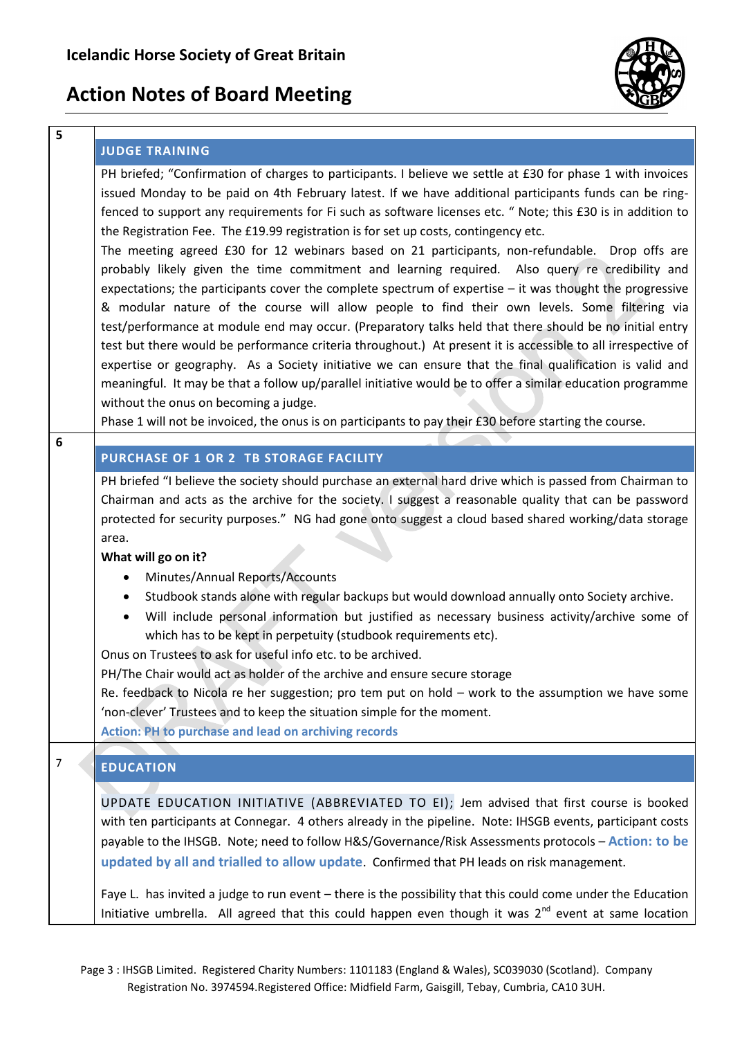| | |
|---|---|
| 5 | **JUDGE TRAINING**<br><br>PH briefed; "Confirmation of charges to participants. I believe we settle at £30 for phase 1 with invoices issued Monday to be paid on 4th February latest. If we have additional participants funds can be ring-fenced to support any requirements for Fi such as software licenses etc. " Note; this £30 is in addition to the Registration Fee. The £19.99 registration is for set up costs, contingency etc.<br>The meeting agreed £30 for 12 webinars based on 21 participants, non-refundable. Drop offs are probably likely given the time commitment and learning required. Also query re credibility and expectations; the participants cover the complete spectrum of expertise – it was thought the progressive & modular nature of the course will allow people to find their own levels. Some filtering via test/performance at module end may occur. (Preparatory talks held that there should be no initial entry test but there would be performance criteria throughout.) At present it is accessible to all irrespective of expertise or geography. As a Society initiative we can ensure that the final qualification is valid and meaningful. It may be that a follow up/parallel initiative would be to offer a similar education programme without the onus on becoming a judge.<br>Phase 1 will not be invoiced, the onus is on participants to pay their £30 before starting the course. |
| 6 | **PURCHASE OF 1 OR 2 TB STORAGE FACILITY**<br><br>PH briefed "I believe the society should purchase an external hard drive which is passed from Chairman to Chairman and acts as the archive for the society. I suggest a reasonable quality that can be password protected for security purposes." NG had gone onto suggest a cloud based shared working/data storage area.<br>**What will go on it?**<br>• Minutes/Annual Reports/Accounts<br>• Studbook stands alone with regular backups but would download annually onto Society archive.<br>• Will include personal information but justified as necessary business activity/archive some of which has to be kept in perpetuity (studbook requirements etc).<br>Onus on Trustees to ask for useful info etc. to be archived.<br>PH/The Chair would act as holder of the archive and ensure secure storage<br>Re. feedback to Nicola re her suggestion; pro tem put on hold – work to the assumption we have some 'non-clever' Trustees and to keep the situation simple for the moment.<br>**Action: PH to purchase and lead on archiving records** |
| 7 | **EDUCATION**<br><br>UPDATE EDUCATION INITIATIVE (ABBREVIATED TO EI); Jem advised that first course is booked with ten participants at Connegar. 4 others already in the pipeline. Note: IHSGB events, participant costs payable to the IHSGB. Note; need to follow H&S/Governance/Risk Assessments protocols – **Action: to be updated by all and trialled to allow update**. Confirmed that PH leads on risk management.<br><br>Faye L. has invited a judge to run event – there is the possibility that this could come under the Education Initiative umbrella. All agreed that this could happen even though it was 2nd event at same location |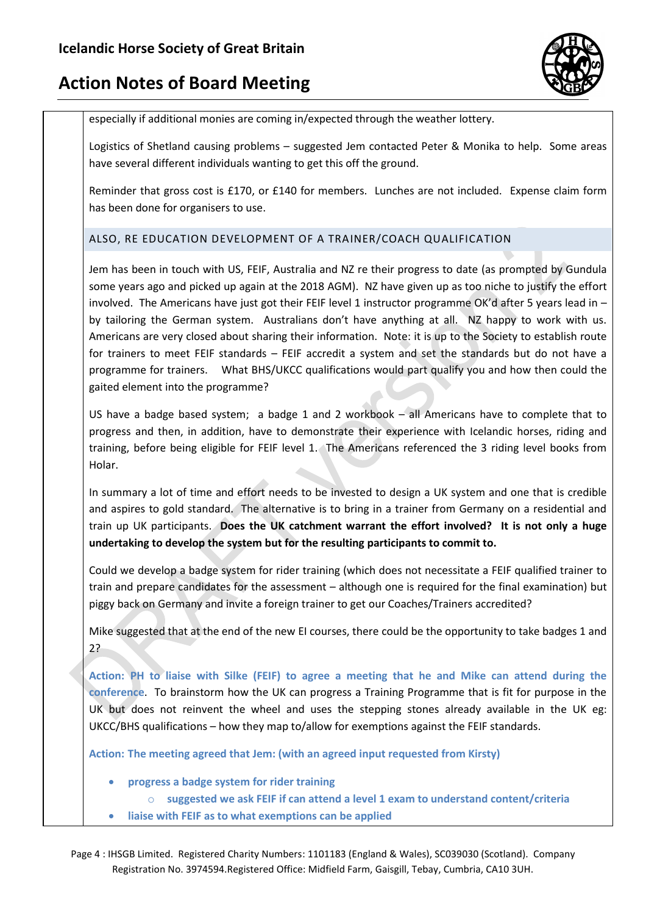especially if additional monies are coming in/expected through the weather lottery.

Logistics of Shetland causing problems – suggested Jem contacted Peter & Monika to help. Some areas have several different individuals wanting to get this off the ground.

Reminder that gross cost is £170, or £140 for members. Lunches are not included. Expense claim form has been done for organisers to use.

## ALSO, RE EDUCATION DEVELOPMENT OF A TRAINER/COACH QUALIFICATION

Jem has been in touch with US, FEIF, Australia and NZ re their progress to date (as prompted by Gundula some years ago and picked up again at the 2018 AGM). NZ have given up as too niche to justify the effort involved. The Americans have just got their FEIF level 1 instructor programme OK'd after 5 years lead in – by tailoring the German system. Australians don't have anything at all. NZ happy to work with us. Americans are very closed about sharing their information. Note: it is up to the Society to establish route for trainers to meet FEIF standards – FEIF accredit a system and set the standards but do not have a programme for trainers. What BHS/UKCC qualifications would part qualify you and how then could the gaited element into the programme?

US have a badge based system; a badge 1 and 2 workbook – all Americans have to complete that to progress and then, in addition, have to demonstrate their experience with Icelandic horses, riding and training, before being eligible for FEIF level 1. The Americans referenced the 3 riding level books from Holar.

In summary a lot of time and effort needs to be invested to design a UK system and one that is credible and aspires to gold standard. The alternative is to bring in a trainer from Germany on a residential and train up UK participants. **Does the UK catchment warrant the effort involved? It is not only a huge undertaking to develop the system but for the resulting participants to commit to.**

Could we develop a badge system for rider training (which does not necessitate a FEIF qualified trainer to train and prepare candidates for the assessment – although one is required for the final examination) but piggy back on Germany and invite a foreign trainer to get our Coaches/Trainers accredited?

Mike suggested that at the end of the new EI courses, there could be the opportunity to take badges 1 and 2?

**Action: PH to liaise with Silke (FEIF) to agree a meeting that he and Mike can attend during the conference**. To brainstorm how the UK can progress a Training Programme that is fit for purpose in the UK but does not reinvent the wheel and uses the stepping stones already available in the UK eg: UKCC/BHS qualifications – how they map to/allow for exemptions against the FEIF standards.

**Action: The meeting agreed that Jem: (with an agreed input requested from Kirsty)**

- **progress a badge system for rider training**
  - **suggested we ask FEIF if can attend a level 1 exam to understand content/criteria**
- **liaise with FEIF as to what exemptions can be applied**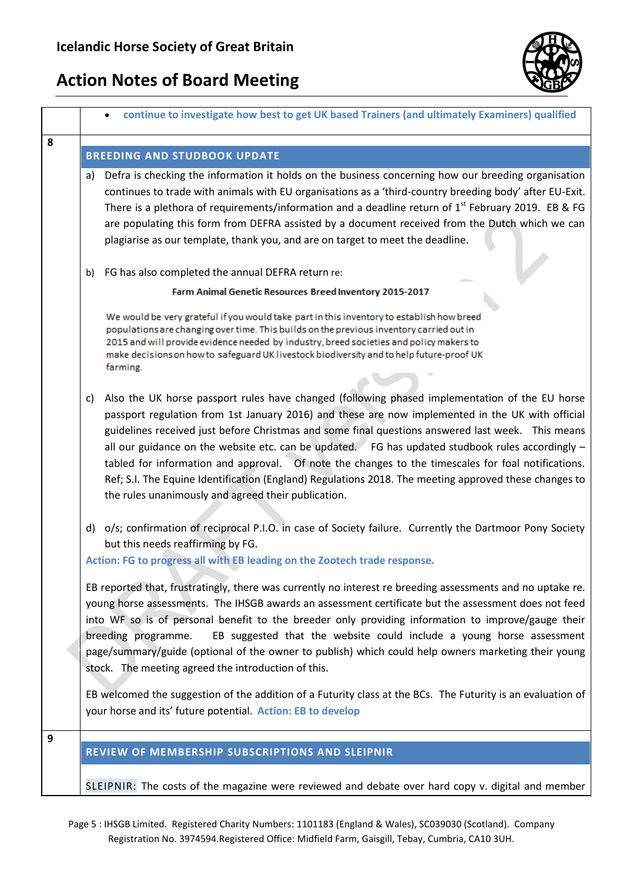| | |
|---|---|
| | • **continue to investigate how best to get UK based Trainers (and ultimately Examiners) qualified** |
| 8 | **BREEDING AND STUDBOOK UPDATE** |
| | a) Defra is checking the information it holds on the business concerning how our breeding organisation continues to trade with animals with EU organisations as a 'third-country breeding body' after EU-Exit. There is a plethora of requirements/information and a deadline return of 1st February 2019. EB & FG are populating this form from DEFRA assisted by a document received from the Dutch which we can plagiarise as our template, thank you, and are on target to meet the deadline.<br><br>b) FG has also completed the annual DEFRA return re:<br><br>**Farm Animal Genetic Resources Breed Inventory 2015-2017**<br><br>We would be very grateful if you would take part in this inventory to establish how breed populations are changing over time. This builds on the previous inventory carried out in 2015 and will provide evidence needed by industry, breed societies and policy makers to make decisions on how to safeguard UK livestock biodiversity and to help future-proof UK farming.<br><br>c) Also the UK horse passport rules have changed (following phased implementation of the EU horse passport regulation from 1st January 2016) and these are now implemented in the UK with official guidelines received just before Christmas and some final questions answered last week. This means all our guidance on the website etc. can be updated. FG has updated studbook rules accordingly – tabled for information and approval. Of note the changes to the timescales for foal notifications. Ref; S.I. The Equine Identification (England) Regulations 2018. The meeting approved these changes to the rules unanimously and agreed their publication.<br><br>d) o/s; confirmation of reciprocal P.I.O. in case of Society failure. Currently the Dartmoor Pony Society but this needs reaffirming by FG.<br><br>**Action: FG to progress all with EB leading on the Zootech trade response.**<br><br>EB reported that, frustratingly, there was currently no interest re breeding assessments and no uptake re. young horse assessments. The IHSGB awards an assessment certificate but the assessment does not feed into WF so is of personal benefit to the breeder only providing information to improve/gauge their breeding programme. EB suggested that the website could include a young horse assessment page/summary/guide (optional of the owner to publish) which could help owners marketing their young stock. The meeting agreed the introduction of this.<br><br>EB welcomed the suggestion of the addition of a Futurity class at the BCs. The Futurity is an evaluation of your horse and its' future potential. **Action: EB to develop** |
| 9 | **REVIEW OF MEMBERSHIP SUBSCRIPTIONS AND SLEIPNIR** |
| | SLEIPNIR: The costs of the magazine were reviewed and debate over hard copy v. digital and member |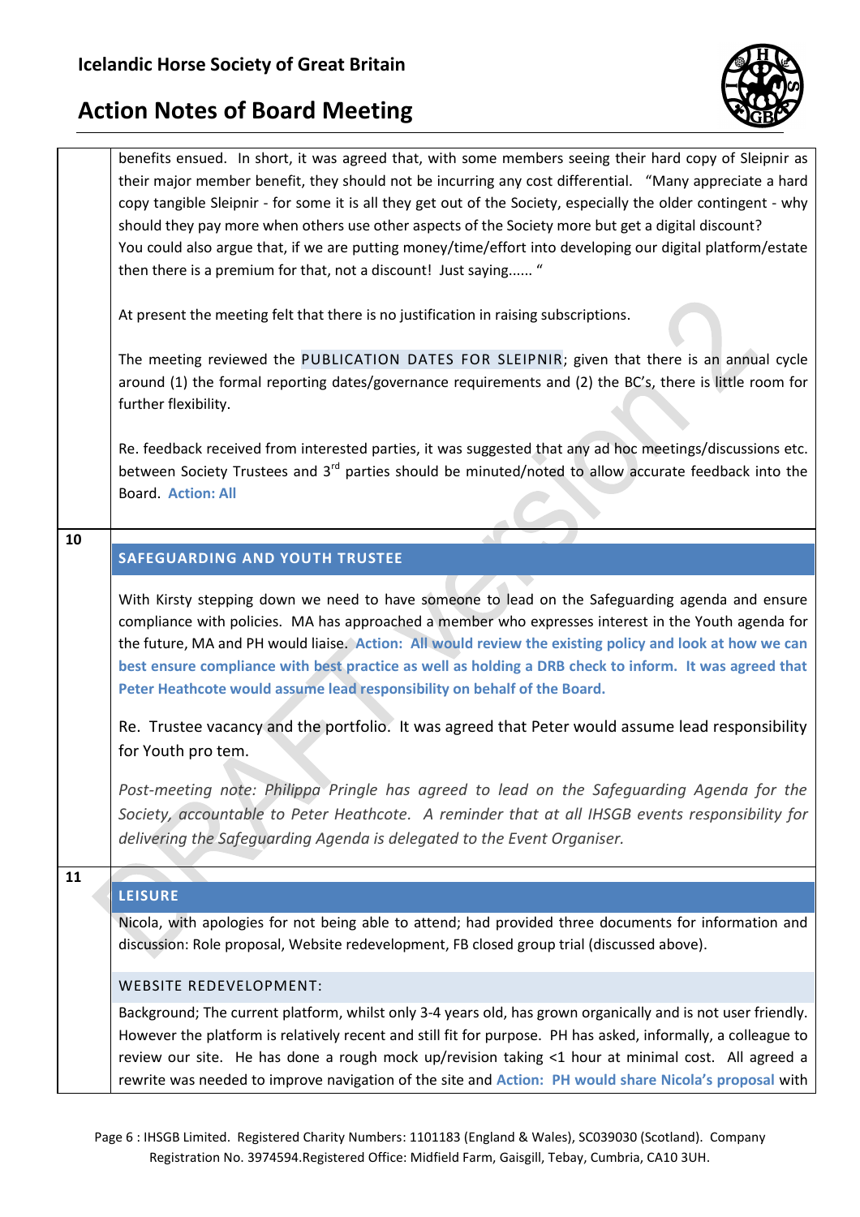benefits ensued. In short, it was agreed that, with some members seeing their hard copy of Sleipnir as their major member benefit, they should not be incurring any cost differential. "Many appreciate a hard copy tangible Sleipnir - for some it is all they get out of the Society, especially the older contingent - why should they pay more when others use other aspects of the Society more but get a digital discount? You could also argue that, if we are putting money/time/effort into developing our digital platform/estate then there is a premium for that, not a discount! Just saying...... "

At present the meeting felt that there is no justification in raising subscriptions.

The meeting reviewed the PUBLICATION DATES FOR SLEIPNIR; given that there is an annual cycle around (1) the formal reporting dates/governance requirements and (2) the BC's, there is little room for further flexibility.

Re. feedback received from interested parties, it was suggested that any ad hoc meetings/discussions etc. between Society Trustees and 3rd parties should be minuted/noted to allow accurate feedback into the Board. **Action: All**

## 10 SAFEGUARDING AND YOUTH TRUSTEE

With Kirsty stepping down we need to have someone to lead on the Safeguarding agenda and ensure compliance with policies. MA has approached a member who expresses interest in the Youth agenda for the future, MA and PH would liaise. **Action: All would review the existing policy and look at how we can best ensure compliance with best practice as well as holding a DRB check to inform. It was agreed that Peter Heathcote would assume lead responsibility on behalf of the Board.**

Re. Trustee vacancy and the portfolio. It was agreed that Peter would assume lead responsibility for Youth pro tem.

*Post-meeting note: Philippa Pringle has agreed to lead on the Safeguarding Agenda for the Society, accountable to Peter Heathcote. A reminder that at all IHSGB events responsibility for delivering the Safeguarding Agenda is delegated to the Event Organiser.*

## 11 LEISURE

Nicola, with apologies for not being able to attend; had provided three documents for information and discussion: Role proposal, Website redevelopment, FB closed group trial (discussed above).

### WEBSITE REDEVELOPMENT:

Background; The current platform, whilst only 3-4 years old, has grown organically and is not user friendly. However the platform is relatively recent and still fit for purpose. PH has asked, informally, a colleague to review our site. He has done a rough mock up/revision taking <1 hour at minimal cost. All agreed a rewrite was needed to improve navigation of the site and **Action: PH would share Nicola's proposal** with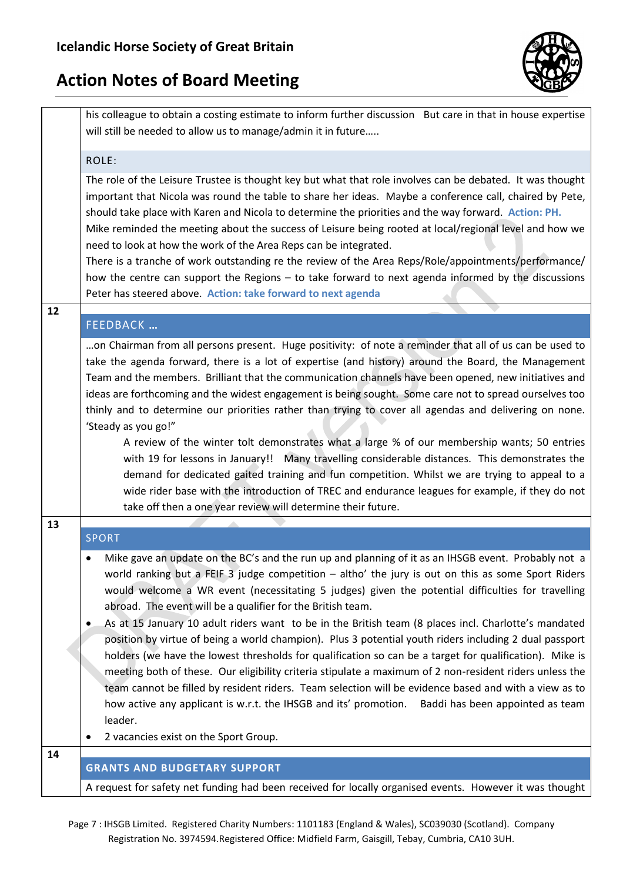his colleague to obtain a costing estimate to inform further discussion But care in that in house expertise will still be needed to allow us to manage/admin it in future…..

ROLE:

The role of the Leisure Trustee is thought key but what that role involves can be debated. It was thought important that Nicola was round the table to share her ideas. Maybe a conference call, chaired by Pete, should take place with Karen and Nicola to determine the priorities and the way forward. **Action: PH.**

Mike reminded the meeting about the success of Leisure being rooted at local/regional level and how we need to look at how the work of the Area Reps can be integrated.

There is a tranche of work outstanding re the review of the Area Reps/Role/appointments/performance/ how the centre can support the Regions – to take forward to next agenda informed by the discussions Peter has steered above. **Action: take forward to next agenda**

## 12 FEEDBACK …

…on Chairman from all persons present. Huge positivity: of note a reminder that all of us can be used to take the agenda forward, there is a lot of expertise (and history) around the Board, the Management Team and the members. Brilliant that the communication channels have been opened, new initiatives and ideas are forthcoming and the widest engagement is being sought. Some care not to spread ourselves too thinly and to determine our priorities rather than trying to cover all agendas and delivering on none. 'Steady as you go!"

> A review of the winter tolt demonstrates what a large % of our membership wants; 50 entries with 19 for lessons in January!! Many travelling considerable distances. This demonstrates the demand for dedicated gaited training and fun competition. Whilst we are trying to appeal to a wide rider base with the introduction of TREC and endurance leagues for example, if they do not take off then a one year review will determine their future.

## 13 SPORT

- Mike gave an update on the BC's and the run up and planning of it as an IHSGB event. Probably not a world ranking but a FEIF 3 judge competition – altho' the jury is out on this as some Sport Riders would welcome a WR event (necessitating 5 judges) given the potential difficulties for travelling abroad. The event will be a qualifier for the British team.
- As at 15 January 10 adult riders want to be in the British team (8 places incl. Charlotte's mandated position by virtue of being a world champion). Plus 3 potential youth riders including 2 dual passport holders (we have the lowest thresholds for qualification so can be a target for qualification). Mike is meeting both of these. Our eligibility criteria stipulate a maximum of 2 non-resident riders unless the team cannot be filled by resident riders. Team selection will be evidence based and with a view as to how active any applicant is w.r.t. the IHSGB and its' promotion. Baddi has been appointed as team leader.
- 2 vacancies exist on the Sport Group.

## 14 GRANTS AND BUDGETARY SUPPORT

A request for safety net funding had been received for locally organised events. However it was thought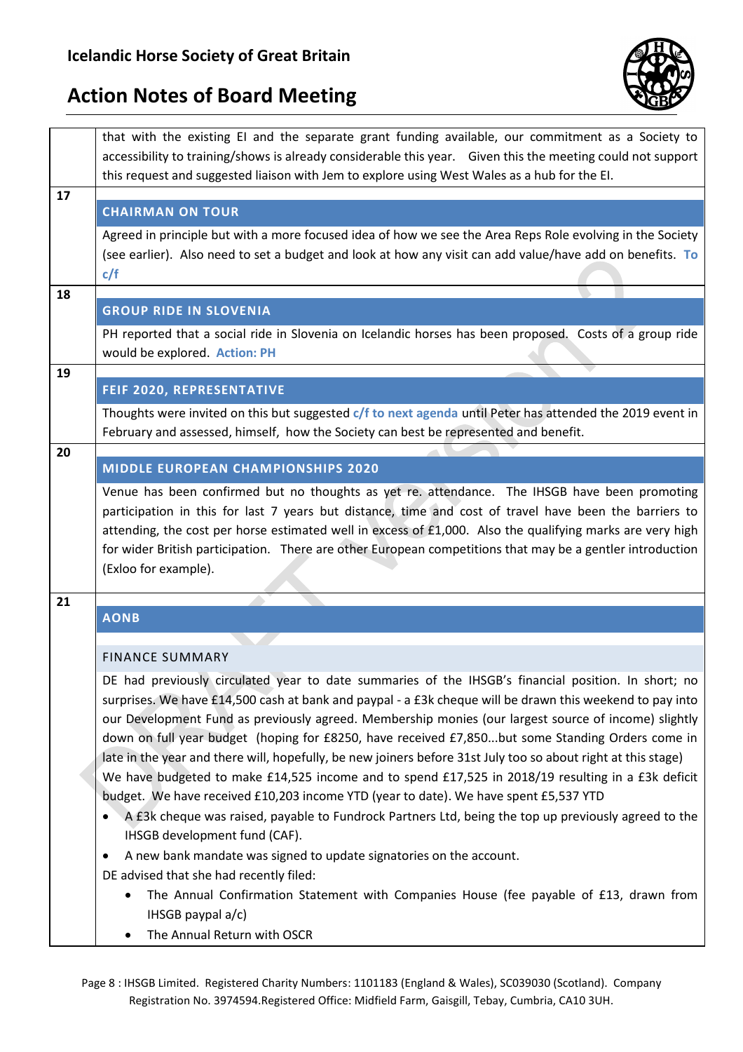| | |
|---|---|
| | that with the existing EI and the separate grant funding available, our commitment as a Society to accessibility to training/shows is already considerable this year. Given this the meeting could not support this request and suggested liaison with Jem to explore using West Wales as a hub for the EI. |
| 17 | **CHAIRMAN ON TOUR**<br>Agreed in principle but with a more focused idea of how we see the Area Reps Role evolving in the Society (see earlier). Also need to set a budget and look at how any visit can add value/have add on benefits. **To c/f** |
| 18 | **GROUP RIDE IN SLOVENIA**<br>PH reported that a social ride in Slovenia on Icelandic horses has been proposed. Costs of a group ride would be explored. **Action: PH** |
| 19 | **FEIF 2020, REPRESENTATIVE**<br>Thoughts were invited on this but suggested **c/f to next agenda** until Peter has attended the 2019 event in February and assessed, himself, how the Society can best be represented and benefit. |
| 20 | **MIDDLE EUROPEAN CHAMPIONSHIPS 2020**<br>Venue has been confirmed but no thoughts as yet re. attendance. The IHSGB have been promoting participation in this for last 7 years but distance, time and cost of travel have been the barriers to attending, the cost per horse estimated well in excess of £1,000. Also the qualifying marks are very high for wider British participation. There are other European competitions that may be a gentler introduction (Exloo for example). |
| 21 | **AONB**<br><br>FINANCE SUMMARY<br>DE had previously circulated year to date summaries of the IHSGB's financial position. In short; no surprises. We have £14,500 cash at bank and paypal - a £3k cheque will be drawn this weekend to pay into our Development Fund as previously agreed. Membership monies (our largest source of income) slightly down on full year budget (hoping for £8250, have received £7,850...but some Standing Orders come in late in the year and there will, hopefully, be new joiners before 31st July too so about right at this stage)<br>We have budgeted to make £14,525 income and to spend £17,525 in 2018/19 resulting in a £3k deficit budget. We have received £10,203 income YTD (year to date). We have spent £5,537 YTD<br>• A £3k cheque was raised, payable to Fundrock Partners Ltd, being the top up previously agreed to the IHSGB development fund (CAF).<br>• A new bank mandate was signed to update signatories on the account.<br>DE advised that she had recently filed:<br>&nbsp;&nbsp;&nbsp;&nbsp;• The Annual Confirmation Statement with Companies House (fee payable of £13, drawn from IHSGB paypal a/c)<br>&nbsp;&nbsp;&nbsp;&nbsp;• The Annual Return with OSCR |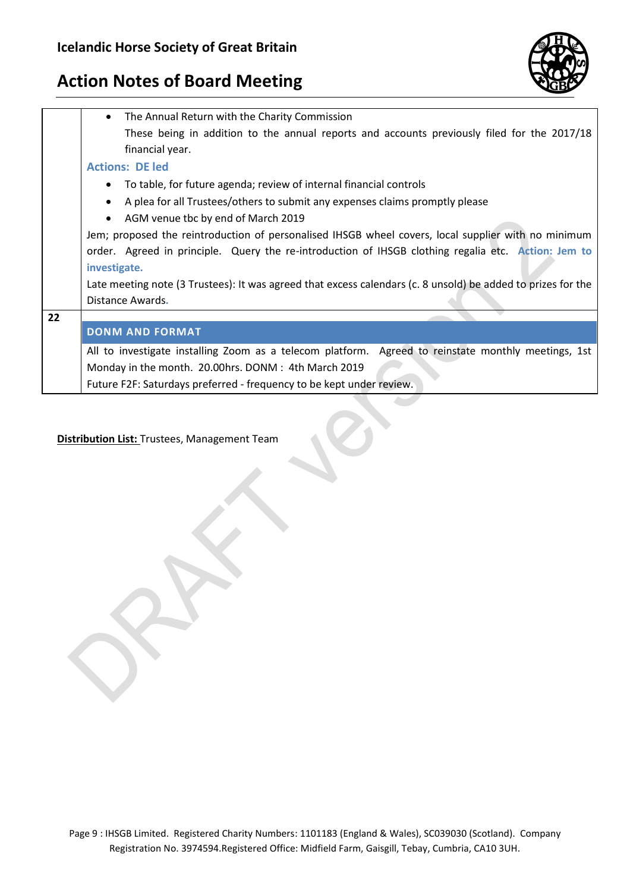| | |
|---|---|
| | • The Annual Return with the Charity Commission<br>These being in addition to the annual reports and accounts previously filed for the 2017/18 financial year.<br>**Actions: DE led**<br>• To table, for future agenda; review of internal financial controls<br>• A plea for all Trustees/others to submit any expenses claims promptly please<br>• AGM venue tbc by end of March 2019<br>Jem; proposed the reintroduction of personalised IHSGB wheel covers, local supplier with no minimum order. Agreed in principle. Query the re-introduction of IHSGB clothing regalia etc. **Action: Jem to investigate.**<br>Late meeting note (3 Trustees): It was agreed that excess calendars (c. 8 unsold) be added to prizes for the Distance Awards. |
| **22** | **DONM AND FORMAT**<br>All to investigate installing Zoom as a telecom platform. Agreed to reinstate monthly meetings, 1st Monday in the month. 20.00hrs. DONM : 4th March 2019<br>Future F2F: Saturdays preferred - frequency to be kept under review. |

**Distribution List:** Trustees, Management Team